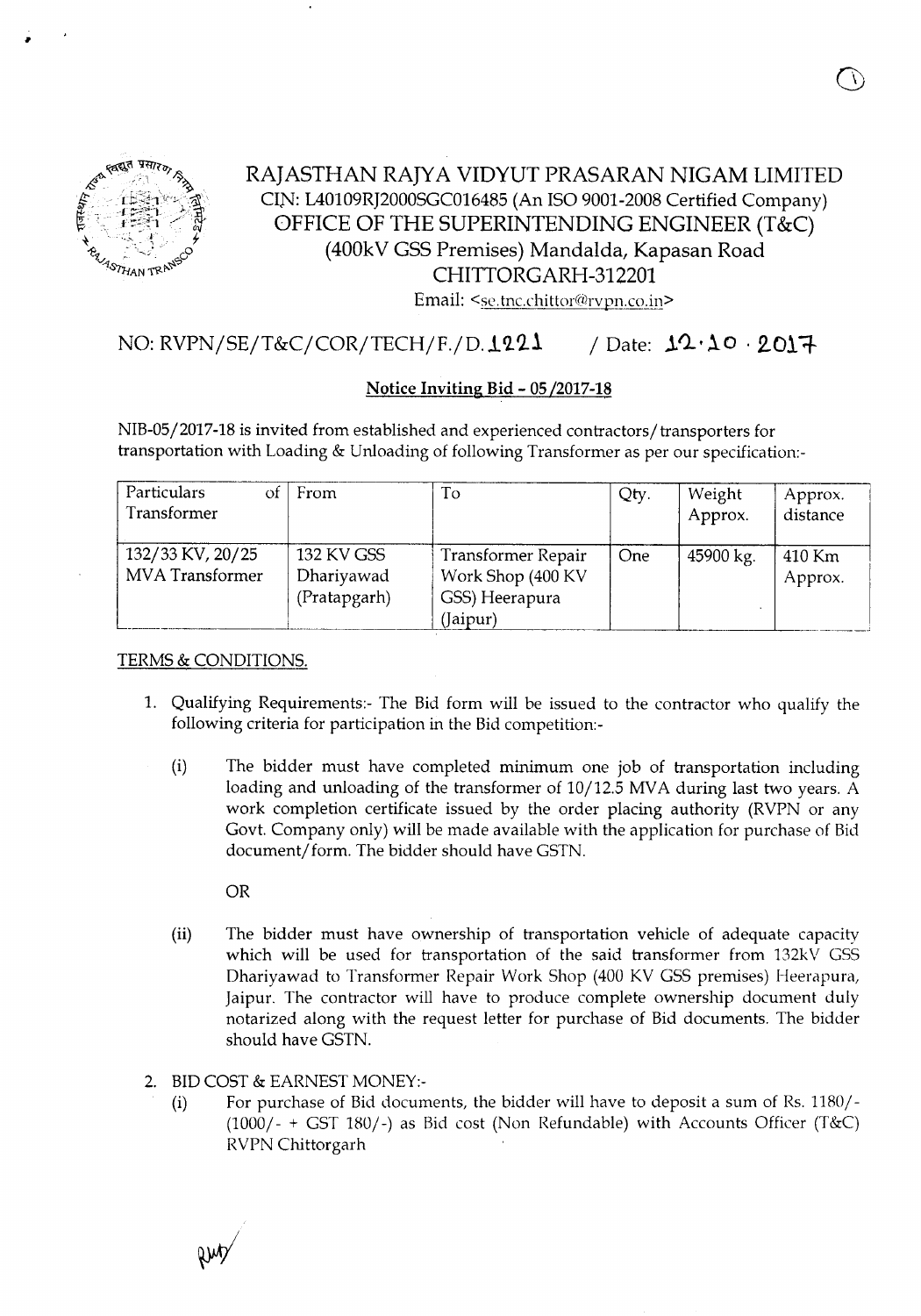# RAJASTHAN RAJYA VIDYUT PRASARAN NIGAM LIMITED

CIN: L40109RJ2000SGC016485 (An ISO 9001-2008 Certified Company)

## OFFICE OF THE SUPERINTENDING ENGINEER (T&C)

(400kV GSS Premises) Mandalda, Kapasan Road

CHITTORGARH-312201

Email: <se.tnc.chittor@rvpn.co.in>

NO: RVPN/SE/T&C/COR/TECH/F./D.1221 / Date: 12.10.2017

**Notice Inviting Bid - 05/2017-18**

NIB-05/2017-18 is invited from established and experienced contractors/transporters for transportation with Loading & Unloading of following Transformer as per our specification:-

| Particulars of Transformer | From | To | Qty. | Weight Approx. | Approx. distance |
|---|---|---|---|---|---|
| 132/33 KV, 20/25 MVA Transformer | 132 KV GSS Dhariyawad (Pratapgarh) | Transformer Repair Work Shop (400 KV GSS) Heerapura (Jaipur) | One | 45900 kg. | 410 Km Approx. |

TERMS & CONDITIONS.

1. Qualifying Requirements:- The Bid form will be issued to the contractor who qualify the following criteria for participation in the Bid competition:-

   (i) The bidder must have completed minimum one job of transportation including loading and unloading of the transformer of 10/12.5 MVA during last two years. A work completion certificate issued by the order placing authority (RVPN or any Govt. Company only) will be made available with the application for purchase of Bid document/form. The bidder should have GSTN.

   OR

   (ii) The bidder must have ownership of transportation vehicle of adequate capacity which will be used for transportation of the said transformer from 132kV GSS Dhariyawad to Transformer Repair Work Shop (400 KV GSS premises) Heerapura, Jaipur. The contractor will have to produce complete ownership document duly notarized along with the request letter for purchase of Bid documents. The bidder should have GSTN.

2. BID COST & EARNEST MONEY:-

   (i) For purchase of Bid documents, the bidder will have to deposit a sum of Rs. 1180/- (1000/- + GST 180/-) as Bid cost (Non Refundable) with Accounts Officer (T&C) RVPN Chittorgarh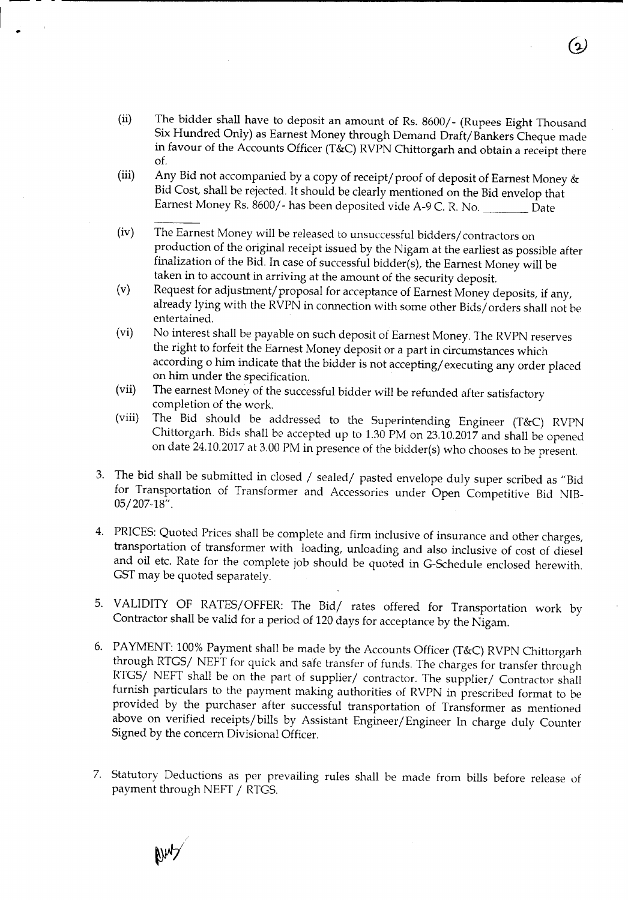(ii) The bidder shall have to deposit an amount of Rs. 8600/- (Rupees Eight Thousand Six Hundred Only) as Earnest Money through Demand Draft/Bankers Cheque made in favour of the Accounts Officer (T&C) RVPN Chittorgarh and obtain a receipt there of.

(iii) Any Bid not accompanied by a copy of receipt/proof of deposit of Earnest Money & Bid Cost, shall be rejected. It should be clearly mentioned on the Bid envelop that Earnest Money Rs. 8600/- has been deposited vide A-9 C. R. No. ________ Date ________

(iv) The Earnest Money will be released to unsuccessful bidders/contractors on production of the original receipt issued by the Nigam at the earliest as possible after finalization of the Bid. In case of successful bidder(s), the Earnest Money will be taken in to account in arriving at the amount of the security deposit.

(v) Request for adjustment/proposal for acceptance of Earnest Money deposits, if any, already lying with the RVPN in connection with some other Bids/orders shall not be entertained.

(vi) No interest shall be payable on such deposit of Earnest Money. The RVPN reserves the right to forfeit the Earnest Money deposit or a part in circumstances which according o him indicate that the bidder is not accepting/executing any order placed on him under the specification.

(vii) The earnest Money of the successful bidder will be refunded after satisfactory completion of the work.

(viii) The Bid should be addressed to the Superintending Engineer (T&C) RVPN Chittorgarh. Bids shall be accepted up to 1.30 PM on 23.10.2017 and shall be opened on date 24.10.2017 at 3.00 PM in presence of the bidder(s) who chooses to be present.

3. The bid shall be submitted in closed / sealed/ pasted envelope duly super scribed as "Bid for Transportation of Transformer and Accessories under Open Competitive Bid NIB-05/207-18".

4. PRICES: Quoted Prices shall be complete and firm inclusive of insurance and other charges, transportation of transformer with loading, unloading and also inclusive of cost of diesel and oil etc. Rate for the complete job should be quoted in G-Schedule enclosed herewith. GST may be quoted separately.

5. VALIDITY OF RATES/OFFER: The Bid/ rates offered for Transportation work by Contractor shall be valid for a period of 120 days for acceptance by the Nigam.

6. PAYMENT: 100% Payment shall be made by the Accounts Officer (T&C) RVPN Chittorgarh through RTGS/ NEFT for quick and safe transfer of funds. The charges for transfer through RTGS/ NEFT shall be on the part of supplier/ contractor. The supplier/ Contractor shall furnish particulars to the payment making authorities of RVPN in prescribed format to be provided by the purchaser after successful transportation of Transformer as mentioned above on verified receipts/bills by Assistant Engineer/Engineer In charge duly Counter Signed by the concern Divisional Officer.

7. Statutory Deductions as per prevailing rules shall be made from bills before release of payment through NEFT / RTGS.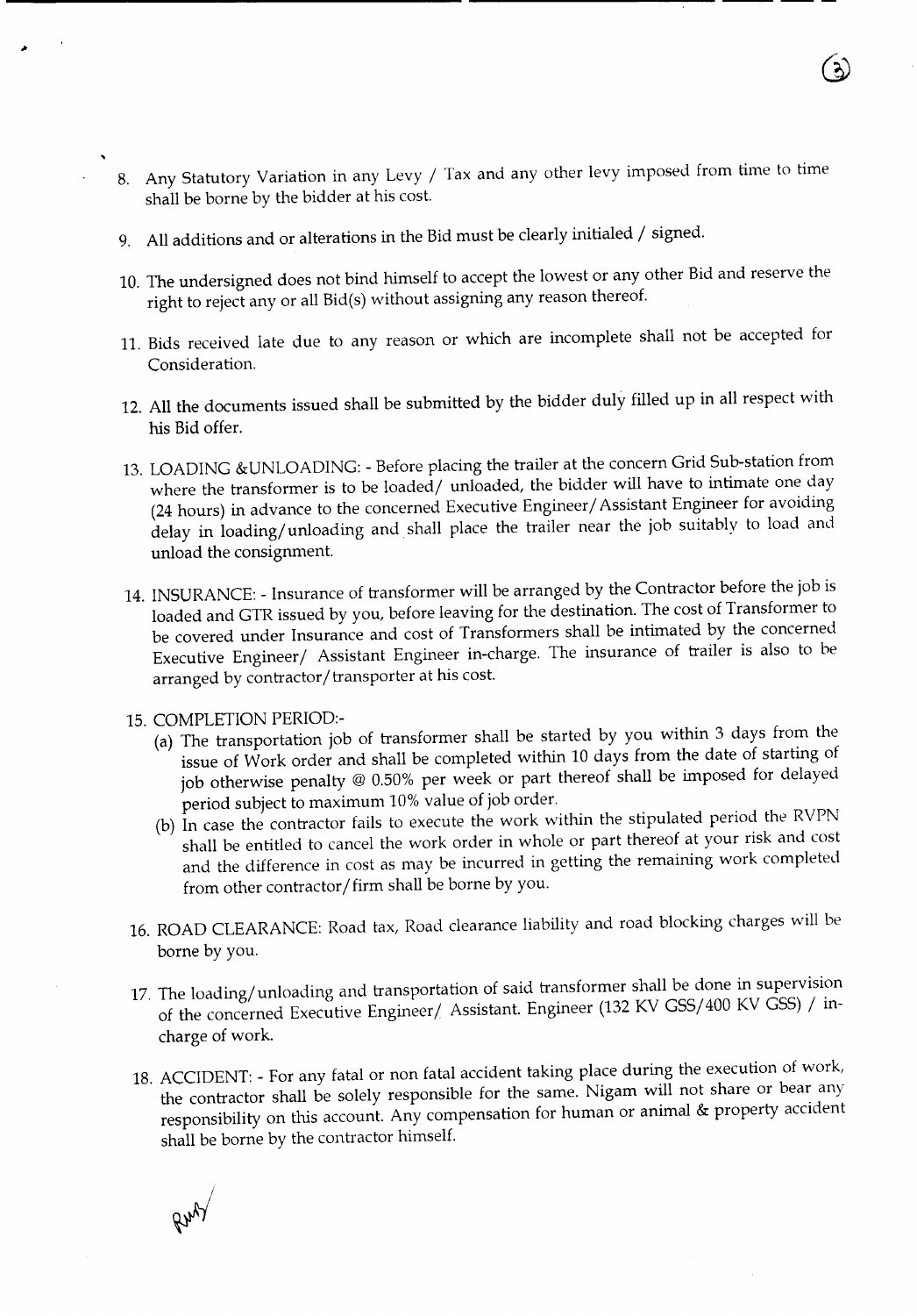8. Any Statutory Variation in any Levy / Tax and any other levy imposed from time to time shall be borne by the bidder at his cost.

9. All additions and or alterations in the Bid must be clearly initialed / signed.

10. The undersigned does not bind himself to accept the lowest or any other Bid and reserve the right to reject any or all Bid(s) without assigning any reason thereof.

11. Bids received late due to any reason or which are incomplete shall not be accepted for Consideration.

12. All the documents issued shall be submitted by the bidder duly filled up in all respect with his Bid offer.

13. LOADING &UNLOADING: - Before placing the trailer at the concern Grid Sub-station from where the transformer is to be loaded/ unloaded, the bidder will have to intimate one day (24 hours) in advance to the concerned Executive Engineer/Assistant Engineer for avoiding delay in loading/unloading and shall place the trailer near the job suitably to load and unload the consignment.

14. INSURANCE: - Insurance of transformer will be arranged by the Contractor before the job is loaded and GTR issued by you, before leaving for the destination. The cost of Transformer to be covered under Insurance and cost of Transformers shall be intimated by the concerned Executive Engineer/ Assistant Engineer in-charge. The insurance of trailer is also to be arranged by contractor/transporter at his cost.

15. COMPLETION PERIOD:-
    (a) The transportation job of transformer shall be started by you within 3 days from the issue of Work order and shall be completed within 10 days from the date of starting of job otherwise penalty @ 0.50% per week or part thereof shall be imposed for delayed period subject to maximum 10% value of job order.
    (b) In case the contractor fails to execute the work within the stipulated period the RVPN shall be entitled to cancel the work order in whole or part thereof at your risk and cost and the difference in cost as may be incurred in getting the remaining work completed from other contractor/firm shall be borne by you.

16. ROAD CLEARANCE: Road tax, Road clearance liability and road blocking charges will be borne by you.

17. The loading/unloading and transportation of said transformer shall be done in supervision of the concerned Executive Engineer/ Assistant. Engineer (132 KV GSS/400 KV GSS) / in-charge of work.

18. ACCIDENT: - For any fatal or non fatal accident taking place during the execution of work, the contractor shall be solely responsible for the same. Nigam will not share or bear any responsibility on this account. Any compensation for human or animal & property accident shall be borne by the contractor himself.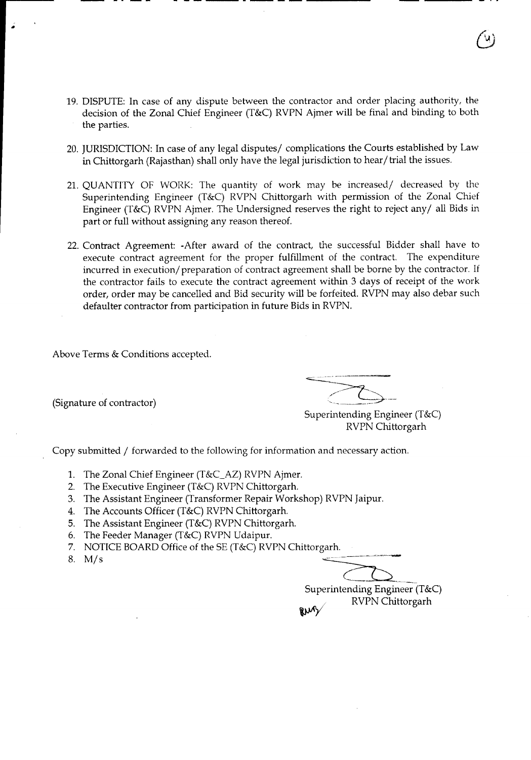19. DISPUTE: In case of any dispute between the contractor and order placing authority, the decision of the Zonal Chief Engineer (T&C) RVPN Ajmer will be final and binding to both the parties.

20. JURISDICTION: In case of any legal disputes/ complications the Courts established by Law in Chittorgarh (Rajasthan) shall only have the legal jurisdiction to hear/ trial the issues.

21. QUANTITY OF WORK: The quantity of work may be increased/ decreased by the Superintending Engineer (T&C) RVPN Chittorgarh with permission of the Zonal Chief Engineer (T&C) RVPN Ajmer. The Undersigned reserves the right to reject any/ all Bids in part or full without assigning any reason thereof.

22. Contract Agreement: -After award of the contract, the successful Bidder shall have to execute contract agreement for the proper fulfillment of the contract. The expenditure incurred in execution/ preparation of contract agreement shall be borne by the contractor. If the contractor fails to execute the contract agreement within 3 days of receipt of the work order, order may be cancelled and Bid security will be forfeited. RVPN may also debar such defaulter contractor from participation in future Bids in RVPN.

Above Terms & Conditions accepted.

(Signature of contractor)

Superintending Engineer (T&C)
RVPN Chittorgarh

Copy submitted / forwarded to the following for information and necessary action.

1. The Zonal Chief Engineer (T&C_AZ) RVPN Ajmer.
2. The Executive Engineer (T&C) RVPN Chittorgarh.
3. The Assistant Engineer (Transformer Repair Workshop) RVPN Jaipur.
4. The Accounts Officer (T&C) RVPN Chittorgarh.
5. The Assistant Engineer (T&C) RVPN Chittorgarh.
6. The Feeder Manager (T&C) RVPN Udaipur.
7. NOTICE BOARD Office of the SE (T&C) RVPN Chittorgarh.
8. M/s

Superintending Engineer (T&C)
RVPN Chittorgarh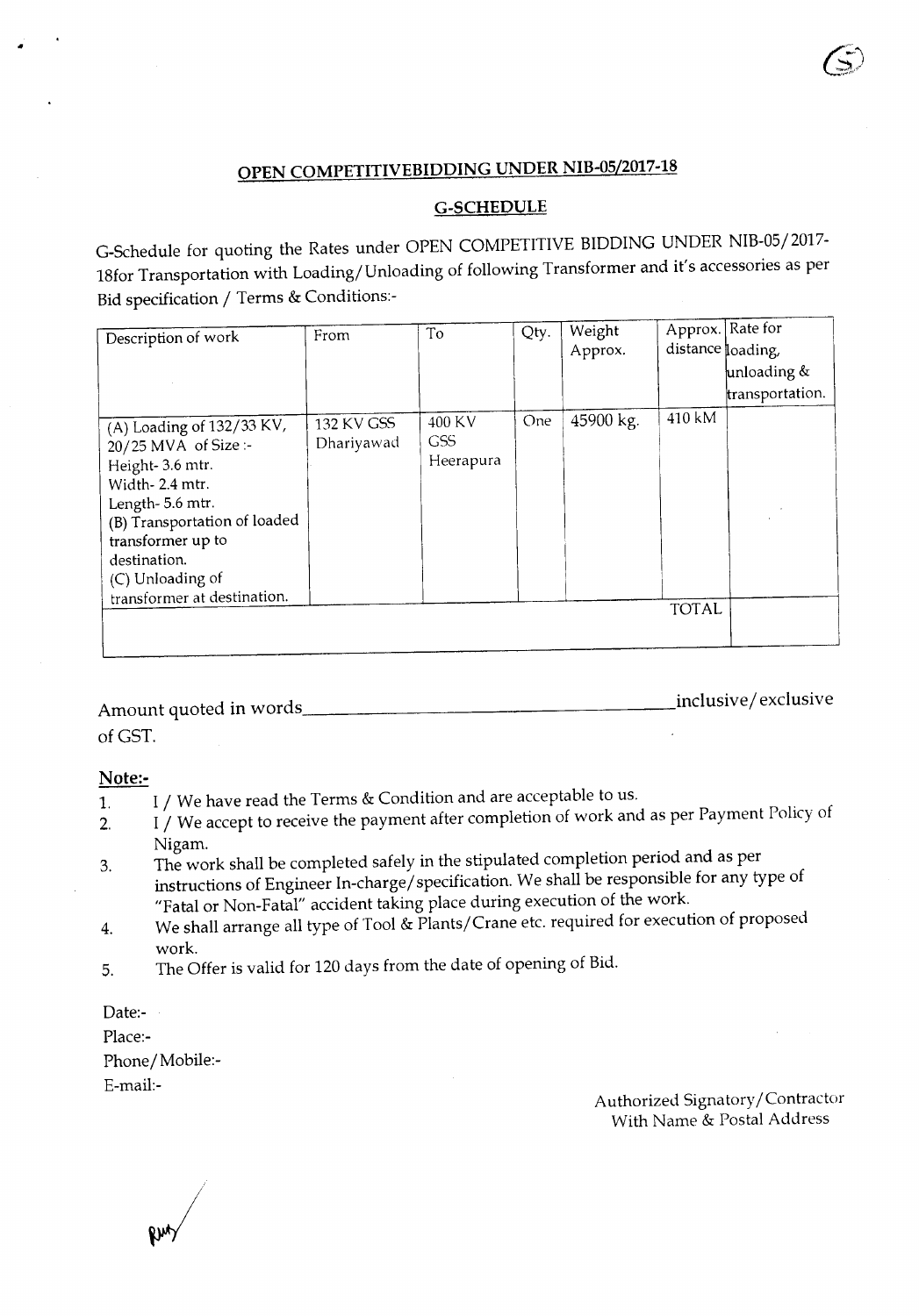## OPEN COMPETITIVEBIDDING UNDER NIB-05/2017-18

### G-SCHEDULE

G-Schedule for quoting the Rates under OPEN COMPETITIVE BIDDING UNDER NIB-05/2017-18for Transportation with Loading/Unloading of following Transformer and it's accessories as per Bid specification / Terms & Conditions:-

| Description of work | From | To | Qty. | Weight Approx. | Approx. distance | Rate for loading, unloading & transportation. |
|---|---|---|---|---|---|---|
| (A) Loading of 132/33 KV, 20/25 MVA of Size :- Height- 3.6 mtr. Width- 2.4 mtr. Length- 5.6 mtr. (B) Transportation of loaded transformer up to destination. (C) Unloading of transformer at destination. | 132 KV GSS Dhariyawad | 400 KV GSS Heerapura | One | 45900 kg. | 410 kM | |
| | | | | | TOTAL | |

Amount quoted in words________________________________inclusive/exclusive of GST.

**Note:-**

1. I / We have read the Terms & Condition and are acceptable to us.
2. I / We accept to receive the payment after completion of work and as per Payment Policy of Nigam.
3. The work shall be completed safely in the stipulated completion period and as per instructions of Engineer In-charge/specification. We shall be responsible for any type of "Fatal or Non-Fatal" accident taking place during execution of the work.
4. We shall arrange all type of Tool & Plants/Crane etc. required for execution of proposed work.
5. The Offer is valid for 120 days from the date of opening of Bid.

Date:-

Place:-

Phone/Mobile:-

E-mail:-

Authorized Signatory/Contractor
With Name & Postal Address